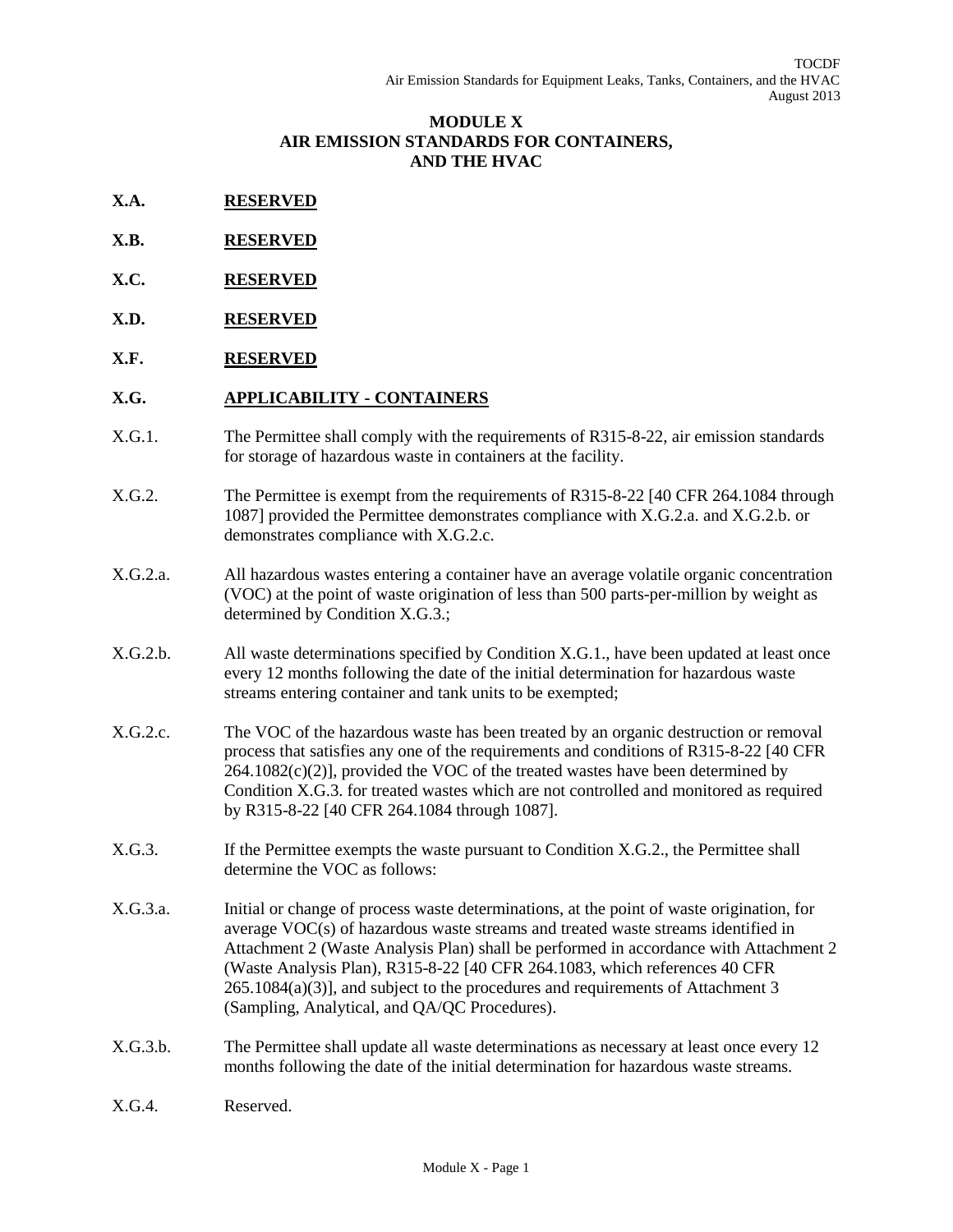# MODULE X
# AIR EMISSION STANDARDS FOR CONTAINERS, AND THE HVAC

**X.A. RESERVED**

**X.B. RESERVED**

**X.C. RESERVED**

**X.D. RESERVED**

**X.F. RESERVED**

## X.G. APPLICABILITY - CONTAINERS

X.G.1. The Permittee shall comply with the requirements of R315-8-22, air emission standards for storage of hazardous waste in containers at the facility.

X.G.2. The Permittee is exempt from the requirements of R315-8-22 [40 CFR 264.1084 through 1087] provided the Permittee demonstrates compliance with X.G.2.a. and X.G.2.b. or demonstrates compliance with X.G.2.c.

X.G.2.a. All hazardous wastes entering a container have an average volatile organic concentration (VOC) at the point of waste origination of less than 500 parts-per-million by weight as determined by Condition X.G.3.;

X.G.2.b. All waste determinations specified by Condition X.G.1., have been updated at least once every 12 months following the date of the initial determination for hazardous waste streams entering container and tank units to be exempted;

X.G.2.c. The VOC of the hazardous waste has been treated by an organic destruction or removal process that satisfies any one of the requirements and conditions of R315-8-22 [40 CFR 264.1082(c)(2)], provided the VOC of the treated wastes have been determined by Condition X.G.3. for treated wastes which are not controlled and monitored as required by R315-8-22 [40 CFR 264.1084 through 1087].

X.G.3. If the Permittee exempts the waste pursuant to Condition X.G.2., the Permittee shall determine the VOC as follows:

X.G.3.a. Initial or change of process waste determinations, at the point of waste origination, for average VOC(s) of hazardous waste streams and treated waste streams identified in Attachment 2 (Waste Analysis Plan) shall be performed in accordance with Attachment 2 (Waste Analysis Plan), R315-8-22 [40 CFR 264.1083, which references 40 CFR 265.1084(a)(3)], and subject to the procedures and requirements of Attachment 3 (Sampling, Analytical, and QA/QC Procedures).

X.G.3.b. The Permittee shall update all waste determinations as necessary at least once every 12 months following the date of the initial determination for hazardous waste streams.

X.G.4. Reserved.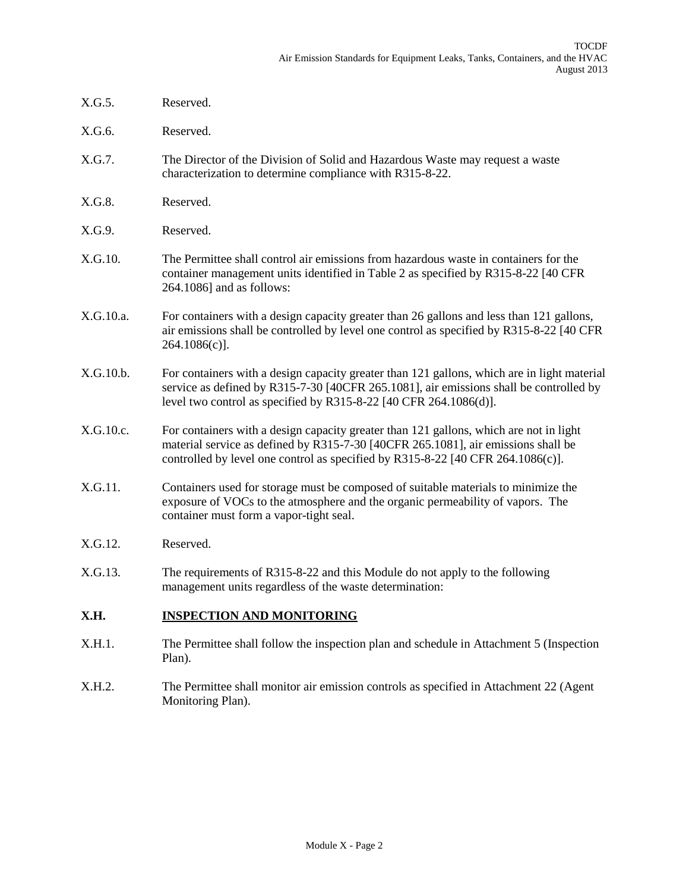X.G.5. Reserved.

X.G.6. Reserved.

X.G.7. The Director of the Division of Solid and Hazardous Waste may request a waste characterization to determine compliance with R315-8-22.

X.G.8. Reserved.

X.G.9. Reserved.

X.G.10. The Permittee shall control air emissions from hazardous waste in containers for the container management units identified in Table 2 as specified by R315-8-22 [40 CFR 264.1086] and as follows:

X.G.10.a. For containers with a design capacity greater than 26 gallons and less than 121 gallons, air emissions shall be controlled by level one control as specified by R315-8-22 [40 CFR 264.1086(c)].

X.G.10.b. For containers with a design capacity greater than 121 gallons, which are in light material service as defined by R315-7-30 [40CFR 265.1081], air emissions shall be controlled by level two control as specified by R315-8-22 [40 CFR 264.1086(d)].

X.G.10.c. For containers with a design capacity greater than 121 gallons, which are not in light material service as defined by R315-7-30 [40CFR 265.1081], air emissions shall be controlled by level one control as specified by R315-8-22 [40 CFR 264.1086(c)].

X.G.11. Containers used for storage must be composed of suitable materials to minimize the exposure of VOCs to the atmosphere and the organic permeability of vapors. The container must form a vapor-tight seal.

X.G.12. Reserved.

X.G.13. The requirements of R315-8-22 and this Module do not apply to the following management units regardless of the waste determination:

## X.H. INSPECTION AND MONITORING

X.H.1. The Permittee shall follow the inspection plan and schedule in Attachment 5 (Inspection Plan).

X.H.2. The Permittee shall monitor air emission controls as specified in Attachment 22 (Agent Monitoring Plan).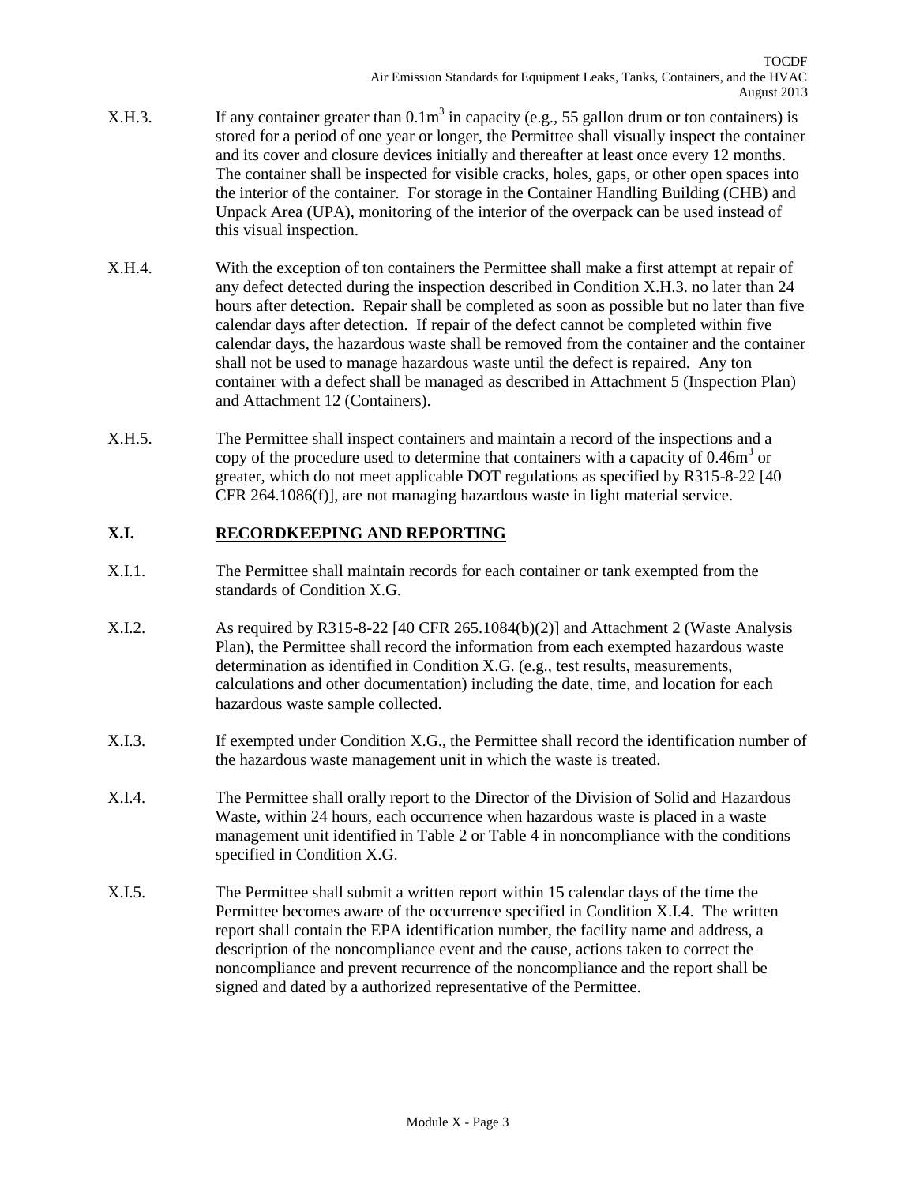X.H.3. If any container greater than $0.1m^3$ in capacity (e.g., 55 gallon drum or ton containers) is stored for a period of one year or longer, the Permittee shall visually inspect the container and its cover and closure devices initially and thereafter at least once every 12 months. The container shall be inspected for visible cracks, holes, gaps, or other open spaces into the interior of the container. For storage in the Container Handling Building (CHB) and Unpack Area (UPA), monitoring of the interior of the overpack can be used instead of this visual inspection.

X.H.4. With the exception of ton containers the Permittee shall make a first attempt at repair of any defect detected during the inspection described in Condition X.H.3. no later than 24 hours after detection. Repair shall be completed as soon as possible but no later than five calendar days after detection. If repair of the defect cannot be completed within five calendar days, the hazardous waste shall be removed from the container and the container shall not be used to manage hazardous waste until the defect is repaired. Any ton container with a defect shall be managed as described in Attachment 5 (Inspection Plan) and Attachment 12 (Containers).

X.H.5. The Permittee shall inspect containers and maintain a record of the inspections and a copy of the procedure used to determine that containers with a capacity of $0.46m^3$ or greater, which do not meet applicable DOT regulations as specified by R315-8-22 [40 CFR 264.1086(f)], are not managing hazardous waste in light material service.

## X.I. RECORDKEEPING AND REPORTING

X.I.1. The Permittee shall maintain records for each container or tank exempted from the standards of Condition X.G.

X.I.2. As required by R315-8-22 [40 CFR 265.1084(b)(2)] and Attachment 2 (Waste Analysis Plan), the Permittee shall record the information from each exempted hazardous waste determination as identified in Condition X.G. (e.g., test results, measurements, calculations and other documentation) including the date, time, and location for each hazardous waste sample collected.

X.I.3. If exempted under Condition X.G., the Permittee shall record the identification number of the hazardous waste management unit in which the waste is treated.

X.I.4. The Permittee shall orally report to the Director of the Division of Solid and Hazardous Waste, within 24 hours, each occurrence when hazardous waste is placed in a waste management unit identified in Table 2 or Table 4 in noncompliance with the conditions specified in Condition X.G.

X.I.5. The Permittee shall submit a written report within 15 calendar days of the time the Permittee becomes aware of the occurrence specified in Condition X.I.4. The written report shall contain the EPA identification number, the facility name and address, a description of the noncompliance event and the cause, actions taken to correct the noncompliance and prevent recurrence of the noncompliance and the report shall be signed and dated by a authorized representative of the Permittee.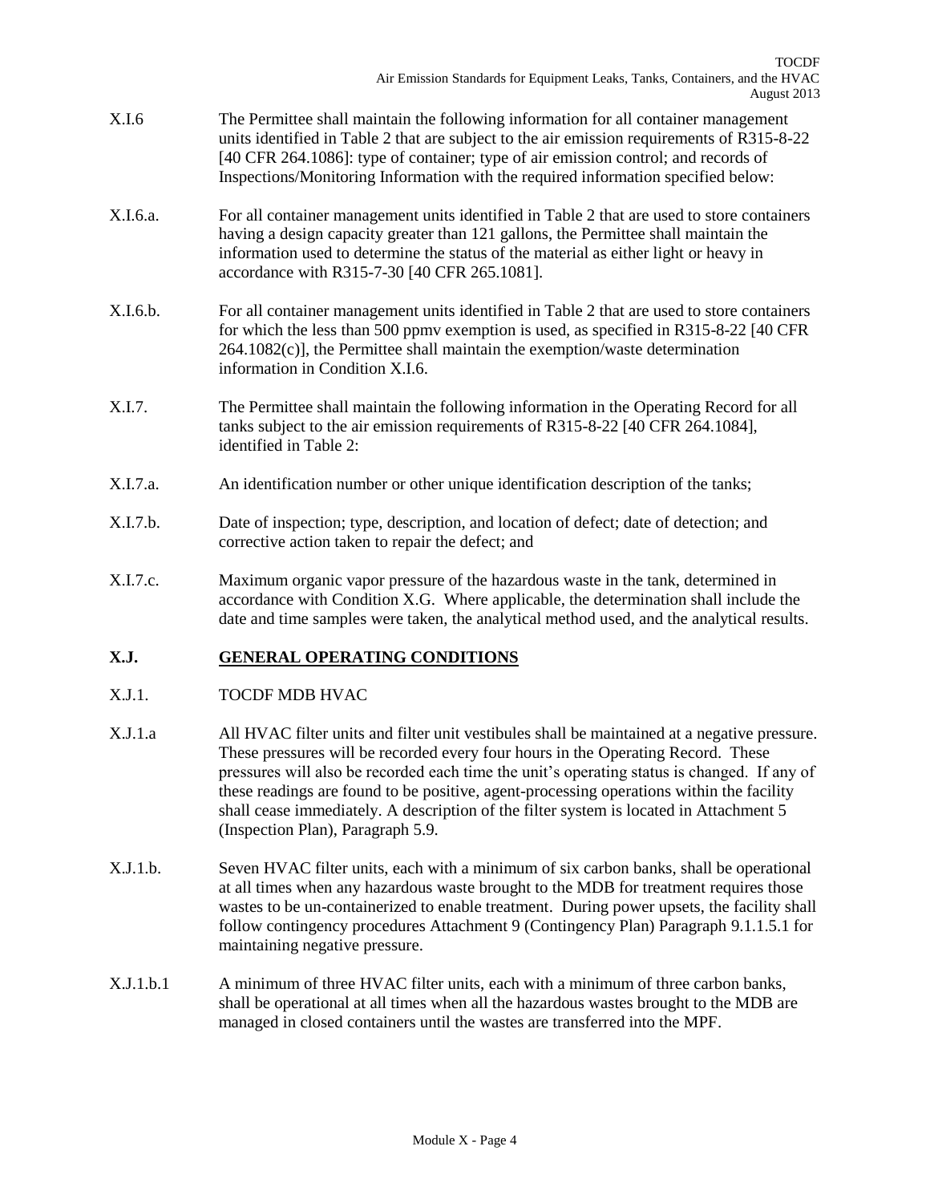X.I.6 The Permittee shall maintain the following information for all container management units identified in Table 2 that are subject to the air emission requirements of R315-8-22 [40 CFR 264.1086]: type of container; type of air emission control; and records of Inspections/Monitoring Information with the required information specified below:

X.I.6.a. For all container management units identified in Table 2 that are used to store containers having a design capacity greater than 121 gallons, the Permittee shall maintain the information used to determine the status of the material as either light or heavy in accordance with R315-7-30 [40 CFR 265.1081].

X.I.6.b. For all container management units identified in Table 2 that are used to store containers for which the less than 500 ppmv exemption is used, as specified in R315-8-22 [40 CFR 264.1082(c)], the Permittee shall maintain the exemption/waste determination information in Condition X.I.6.

X.I.7. The Permittee shall maintain the following information in the Operating Record for all tanks subject to the air emission requirements of R315-8-22 [40 CFR 264.1084], identified in Table 2:

X.I.7.a. An identification number or other unique identification description of the tanks;

X.I.7.b. Date of inspection; type, description, and location of defect; date of detection; and corrective action taken to repair the defect; and

X.I.7.c. Maximum organic vapor pressure of the hazardous waste in the tank, determined in accordance with Condition X.G. Where applicable, the determination shall include the date and time samples were taken, the analytical method used, and the analytical results.

## X.J. GENERAL OPERATING CONDITIONS

X.J.1. TOCDF MDB HVAC

X.J.1.a All HVAC filter units and filter unit vestibules shall be maintained at a negative pressure. These pressures will be recorded every four hours in the Operating Record. These pressures will also be recorded each time the unit's operating status is changed. If any of these readings are found to be positive, agent-processing operations within the facility shall cease immediately. A description of the filter system is located in Attachment 5 (Inspection Plan), Paragraph 5.9.

X.J.1.b. Seven HVAC filter units, each with a minimum of six carbon banks, shall be operational at all times when any hazardous waste brought to the MDB for treatment requires those wastes to be un-containerized to enable treatment. During power upsets, the facility shall follow contingency procedures Attachment 9 (Contingency Plan) Paragraph 9.1.1.5.1 for maintaining negative pressure.

X.J.1.b.1 A minimum of three HVAC filter units, each with a minimum of three carbon banks, shall be operational at all times when all the hazardous wastes brought to the MDB are managed in closed containers until the wastes are transferred into the MPF.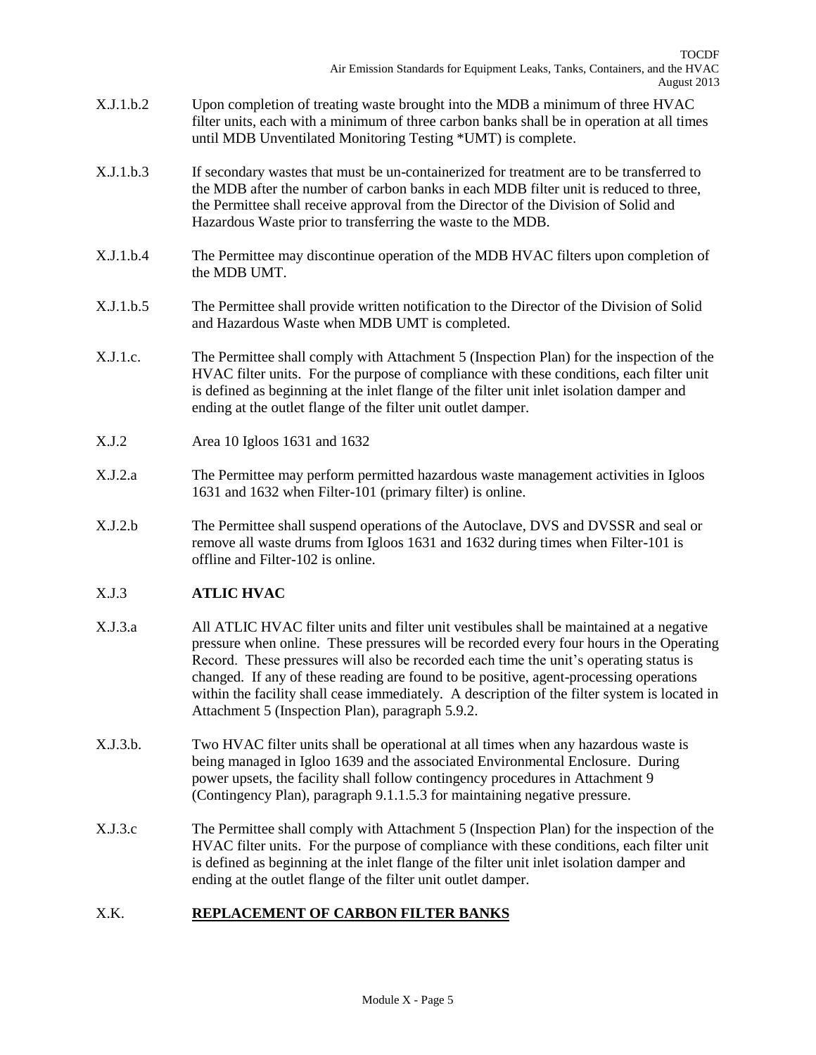X.J.1.b.2 Upon completion of treating waste brought into the MDB a minimum of three HVAC filter units, each with a minimum of three carbon banks shall be in operation at all times until MDB Unventilated Monitoring Testing *UMT) is complete.

X.J.1.b.3 If secondary wastes that must be un-containerized for treatment are to be transferred to the MDB after the number of carbon banks in each MDB filter unit is reduced to three, the Permittee shall receive approval from the Director of the Division of Solid and Hazardous Waste prior to transferring the waste to the MDB.

X.J.1.b.4 The Permittee may discontinue operation of the MDB HVAC filters upon completion of the MDB UMT.

X.J.1.b.5 The Permittee shall provide written notification to the Director of the Division of Solid and Hazardous Waste when MDB UMT is completed.

X.J.1.c. The Permittee shall comply with Attachment 5 (Inspection Plan) for the inspection of the HVAC filter units. For the purpose of compliance with these conditions, each filter unit is defined as beginning at the inlet flange of the filter unit inlet isolation damper and ending at the outlet flange of the filter unit outlet damper.

X.J.2 Area 10 Igloos 1631 and 1632

X.J.2.a The Permittee may perform permitted hazardous waste management activities in Igloos 1631 and 1632 when Filter-101 (primary filter) is online.

X.J.2.b The Permittee shall suspend operations of the Autoclave, DVS and DVSSR and seal or remove all waste drums from Igloos 1631 and 1632 during times when Filter-101 is offline and Filter-102 is online.

X.J.3 **ATLIC HVAC**

X.J.3.a All ATLIC HVAC filter units and filter unit vestibules shall be maintained at a negative pressure when online. These pressures will be recorded every four hours in the Operating Record. These pressures will also be recorded each time the unit's operating status is changed. If any of these reading are found to be positive, agent-processing operations within the facility shall cease immediately. A description of the filter system is located in Attachment 5 (Inspection Plan), paragraph 5.9.2.

X.J.3.b. Two HVAC filter units shall be operational at all times when any hazardous waste is being managed in Igloo 1639 and the associated Environmental Enclosure. During power upsets, the facility shall follow contingency procedures in Attachment 9 (Contingency Plan), paragraph 9.1.1.5.3 for maintaining negative pressure.

X.J.3.c The Permittee shall comply with Attachment 5 (Inspection Plan) for the inspection of the HVAC filter units. For the purpose of compliance with these conditions, each filter unit is defined as beginning at the inlet flange of the filter unit inlet isolation damper and ending at the outlet flange of the filter unit outlet damper.

## X.K. **REPLACEMENT OF CARBON FILTER BANKS**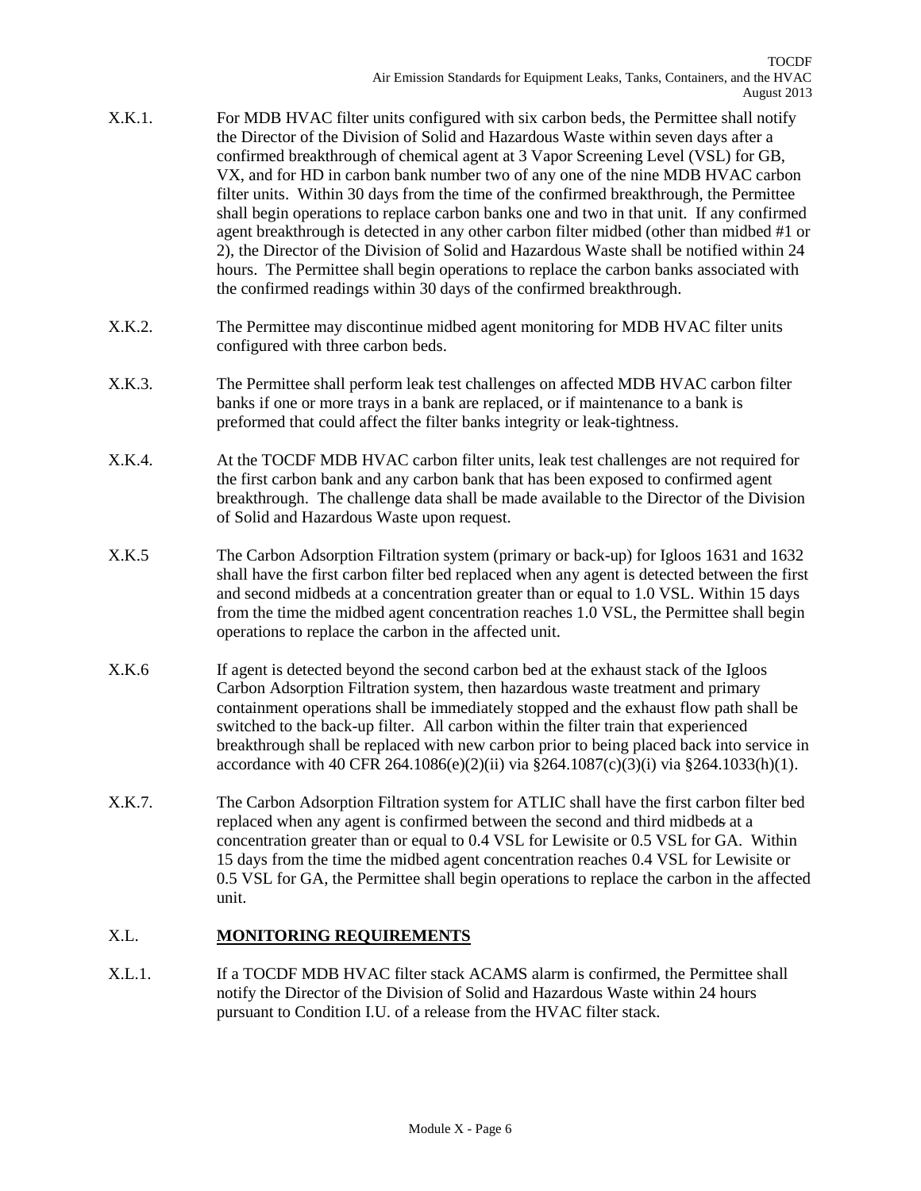X.K.1. For MDB HVAC filter units configured with six carbon beds, the Permittee shall notify the Director of the Division of Solid and Hazardous Waste within seven days after a confirmed breakthrough of chemical agent at 3 Vapor Screening Level (VSL) for GB, VX, and for HD in carbon bank number two of any one of the nine MDB HVAC carbon filter units. Within 30 days from the time of the confirmed breakthrough, the Permittee shall begin operations to replace carbon banks one and two in that unit. If any confirmed agent breakthrough is detected in any other carbon filter midbed (other than midbed #1 or 2), the Director of the Division of Solid and Hazardous Waste shall be notified within 24 hours. The Permittee shall begin operations to replace the carbon banks associated with the confirmed readings within 30 days of the confirmed breakthrough.

X.K.2. The Permittee may discontinue midbed agent monitoring for MDB HVAC filter units configured with three carbon beds.

X.K.3. The Permittee shall perform leak test challenges on affected MDB HVAC carbon filter banks if one or more trays in a bank are replaced, or if maintenance to a bank is preformed that could affect the filter banks integrity or leak-tightness.

X.K.4. At the TOCDF MDB HVAC carbon filter units, leak test challenges are not required for the first carbon bank and any carbon bank that has been exposed to confirmed agent breakthrough. The challenge data shall be made available to the Director of the Division of Solid and Hazardous Waste upon request.

X.K.5 The Carbon Adsorption Filtration system (primary or back-up) for Igloos 1631 and 1632 shall have the first carbon filter bed replaced when any agent is detected between the first and second midbeds at a concentration greater than or equal to 1.0 VSL. Within 15 days from the time the midbed agent concentration reaches 1.0 VSL, the Permittee shall begin operations to replace the carbon in the affected unit.

X.K.6 If agent is detected beyond the second carbon bed at the exhaust stack of the Igloos Carbon Adsorption Filtration system, then hazardous waste treatment and primary containment operations shall be immediately stopped and the exhaust flow path shall be switched to the back-up filter. All carbon within the filter train that experienced breakthrough shall be replaced with new carbon prior to being placed back into service in accordance with 40 CFR 264.1086(e)(2)(ii) via §264.1087(c)(3)(i) via §264.1033(h)(1).

X.K.7. The Carbon Adsorption Filtration system for ATLIC shall have the first carbon filter bed replaced when any agent is confirmed between the second and third midbeds at a concentration greater than or equal to 0.4 VSL for Lewisite or 0.5 VSL for GA. Within 15 days from the time the midbed agent concentration reaches 0.4 VSL for Lewisite or 0.5 VSL for GA, the Permittee shall begin operations to replace the carbon in the affected unit.

## X.L. **MONITORING REQUIREMENTS**

X.L.1. If a TOCDF MDB HVAC filter stack ACAMS alarm is confirmed, the Permittee shall notify the Director of the Division of Solid and Hazardous Waste within 24 hours pursuant to Condition I.U. of a release from the HVAC filter stack.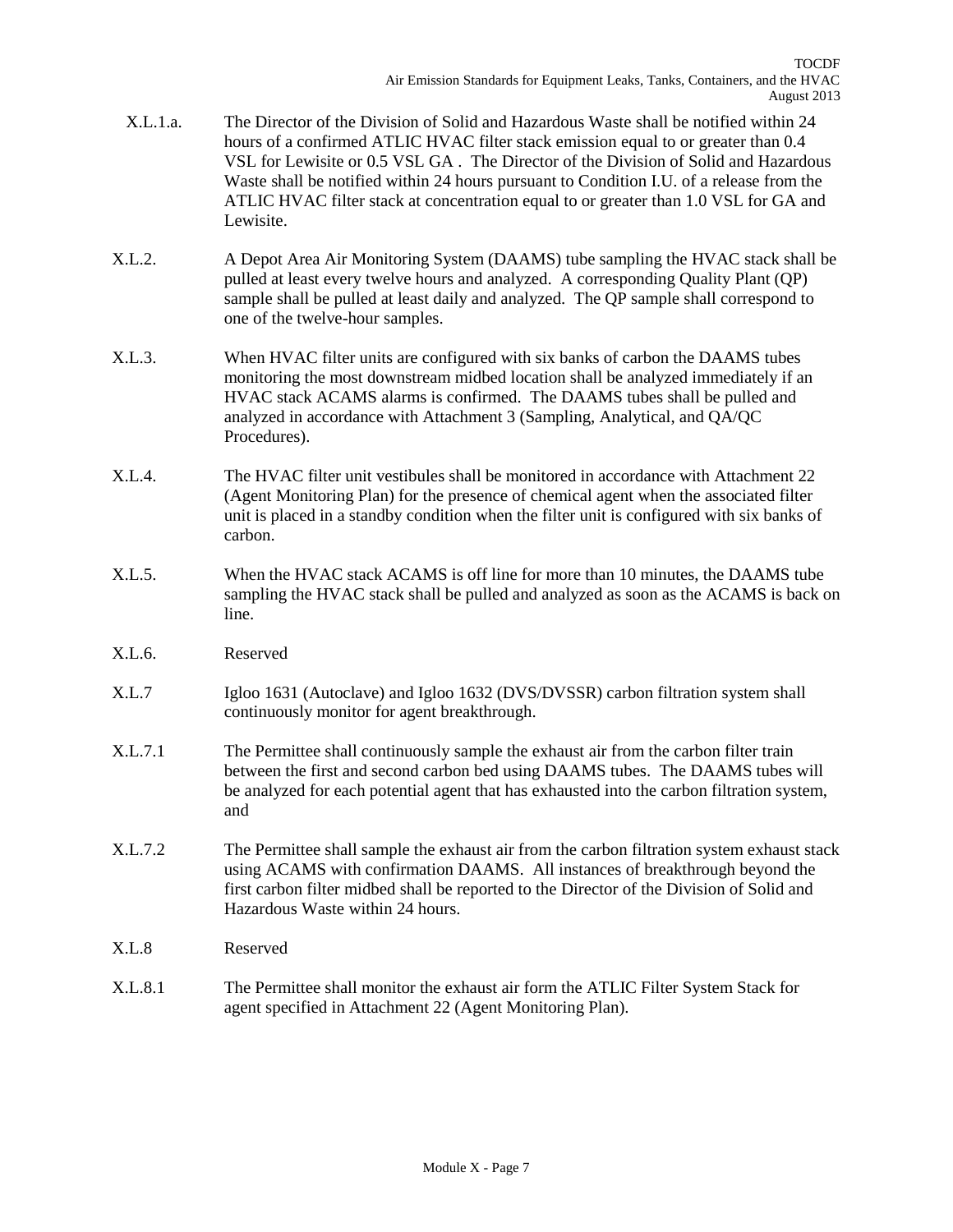X.L.1.a. The Director of the Division of Solid and Hazardous Waste shall be notified within 24 hours of a confirmed ATLIC HVAC filter stack emission equal to or greater than 0.4 VSL for Lewisite or 0.5 VSL GA . The Director of the Division of Solid and Hazardous Waste shall be notified within 24 hours pursuant to Condition I.U. of a release from the ATLIC HVAC filter stack at concentration equal to or greater than 1.0 VSL for GA and Lewisite.

X.L.2. A Depot Area Air Monitoring System (DAAMS) tube sampling the HVAC stack shall be pulled at least every twelve hours and analyzed. A corresponding Quality Plant (QP) sample shall be pulled at least daily and analyzed. The QP sample shall correspond to one of the twelve-hour samples.

X.L.3. When HVAC filter units are configured with six banks of carbon the DAAMS tubes monitoring the most downstream midbed location shall be analyzed immediately if an HVAC stack ACAMS alarms is confirmed. The DAAMS tubes shall be pulled and analyzed in accordance with Attachment 3 (Sampling, Analytical, and QA/QC Procedures).

X.L.4. The HVAC filter unit vestibules shall be monitored in accordance with Attachment 22 (Agent Monitoring Plan) for the presence of chemical agent when the associated filter unit is placed in a standby condition when the filter unit is configured with six banks of carbon.

X.L.5. When the HVAC stack ACAMS is off line for more than 10 minutes, the DAAMS tube sampling the HVAC stack shall be pulled and analyzed as soon as the ACAMS is back on line.

X.L.6. Reserved

X.L.7 Igloo 1631 (Autoclave) and Igloo 1632 (DVS/DVSSR) carbon filtration system shall continuously monitor for agent breakthrough.

X.L.7.1 The Permittee shall continuously sample the exhaust air from the carbon filter train between the first and second carbon bed using DAAMS tubes. The DAAMS tubes will be analyzed for each potential agent that has exhausted into the carbon filtration system, and

X.L.7.2 The Permittee shall sample the exhaust air from the carbon filtration system exhaust stack using ACAMS with confirmation DAAMS. All instances of breakthrough beyond the first carbon filter midbed shall be reported to the Director of the Division of Solid and Hazardous Waste within 24 hours.

X.L.8 Reserved

X.L.8.1 The Permittee shall monitor the exhaust air form the ATLIC Filter System Stack for agent specified in Attachment 22 (Agent Monitoring Plan).